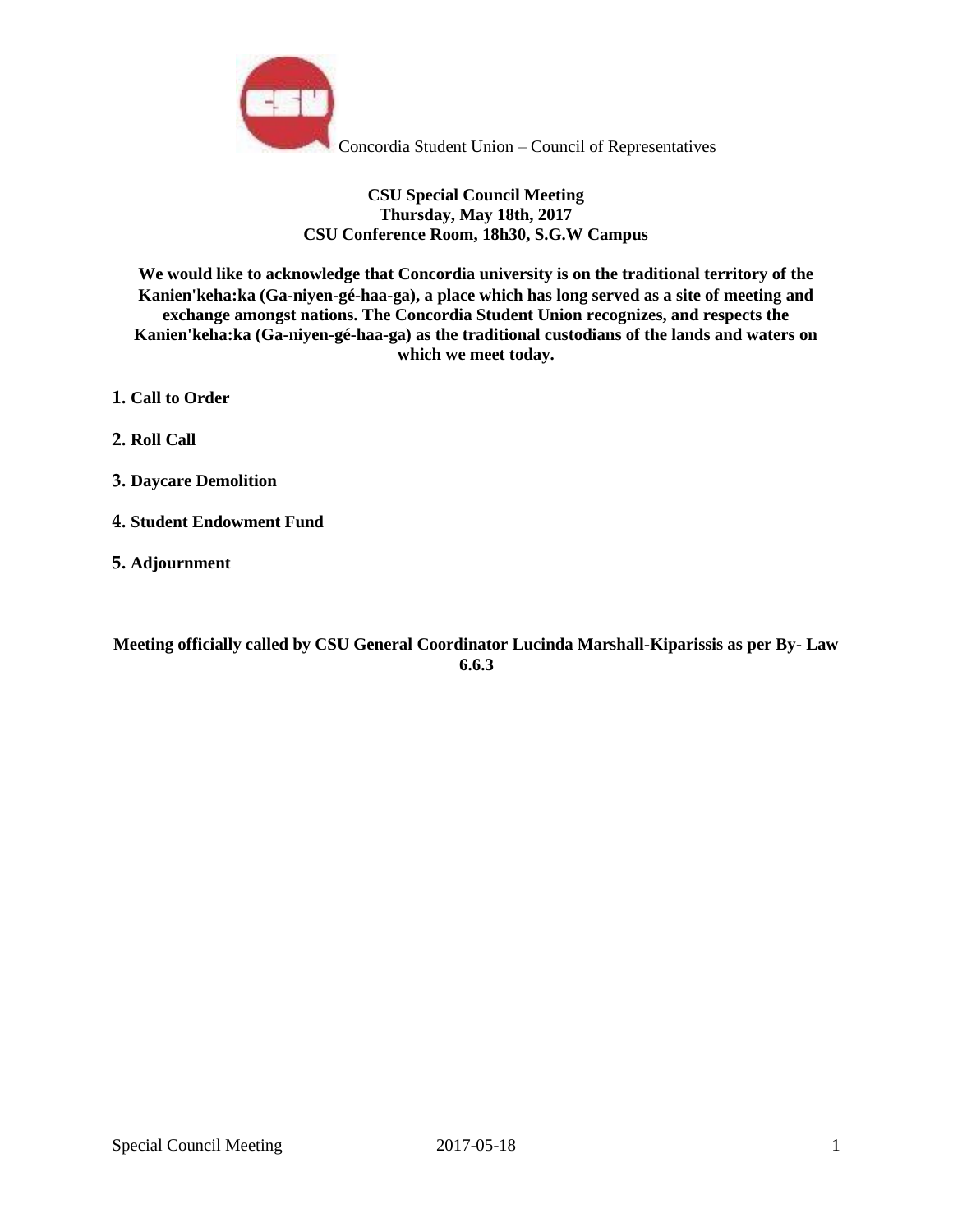Concordia Student Union – Council of Representatives

**CSU Special Council Meeting**
**Thursday, May 18th, 2017**
**CSU Conference Room, 18h30, S.G.W Campus**

**We would like to acknowledge that Concordia university is on the traditional territory of the Kanien'keha:ka (Ga-niyen-gé-haa-ga), a place which has long served as a site of meeting and exchange amongst nations. The Concordia Student Union recognizes, and respects the Kanien'keha:ka (Ga-niyen-gé-haa-ga) as the traditional custodians of the lands and waters on which we meet today.**

1. **Call to Order**
2. **Roll Call**
3. **Daycare Demolition**
4. **Student Endowment Fund**
5. **Adjournment**

**Meeting officially called by CSU General Coordinator Lucinda Marshall-Kiparissis as per By- Law 6.6.3**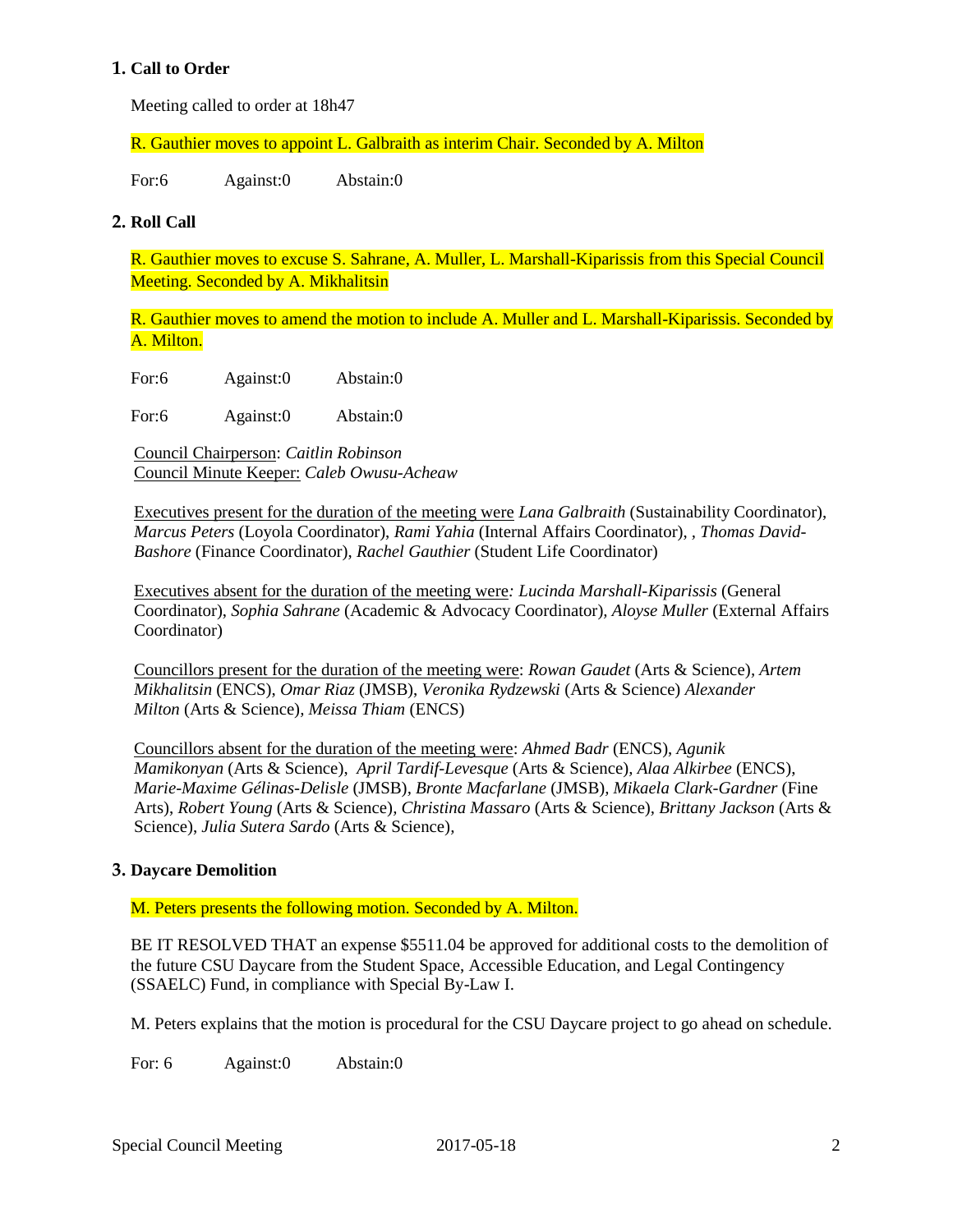## 1. Call to Order

Meeting called to order at 18h47

R. Gauthier moves to appoint L. Galbraith as interim Chair. Seconded by A. Milton

For:6 Against:0 Abstain:0

## 2. Roll Call

R. Gauthier moves to excuse S. Sahrane, A. Muller, L. Marshall-Kiparissis from this Special Council Meeting. Seconded by A. Mikhalitsin

R. Gauthier moves to amend the motion to include A. Muller and L. Marshall-Kiparissis. Seconded by A. Milton.

For:6 Against:0 Abstain:0

For:6 Against:0 Abstain:0

Council Chairperson: *Caitlin Robinson*
Council Minute Keeper: *Caleb Owusu-Acheaw*

Executives present for the duration of the meeting were *Lana Galbraith* (Sustainability Coordinator), *Marcus Peters* (Loyola Coordinator), *Rami Yahia* (Internal Affairs Coordinator), , *Thomas David-Bashore* (Finance Coordinator), *Rachel Gauthier* (Student Life Coordinator)

Executives absent for the duration of the meeting were*: Lucinda Marshall-Kiparissis* (General Coordinator), *Sophia Sahrane* (Academic & Advocacy Coordinator), *Aloyse Muller* (External Affairs Coordinator)

Councillors present for the duration of the meeting were: *Rowan Gaudet* (Arts & Science), *Artem Mikhalitsin* (ENCS), *Omar Riaz* (JMSB), *Veronika Rydzewski* (Arts & Science) *Alexander Milton* (Arts & Science), *Meissa Thiam* (ENCS)

Councillors absent for the duration of the meeting were: *Ahmed Badr* (ENCS), *Agunik Mamikonyan* (Arts & Science), *April Tardif-Levesque* (Arts & Science), *Alaa Alkirbee* (ENCS), *Marie-Maxime Gélinas-Delisle* (JMSB), *Bronte Macfarlane* (JMSB), *Mikaela Clark-Gardner* (Fine Arts), *Robert Young* (Arts & Science), *Christina Massaro* (Arts & Science), *Brittany Jackson* (Arts & Science), *Julia Sutera Sardo* (Arts & Science),

## 3. Daycare Demolition

M. Peters presents the following motion. Seconded by A. Milton.

BE IT RESOLVED THAT an expense $5511.04 be approved for additional costs to the demolition of the future CSU Daycare from the Student Space, Accessible Education, and Legal Contingency (SSAELC) Fund, in compliance with Special By-Law I.

M. Peters explains that the motion is procedural for the CSU Daycare project to go ahead on schedule.

For: 6 Against:0 Abstain:0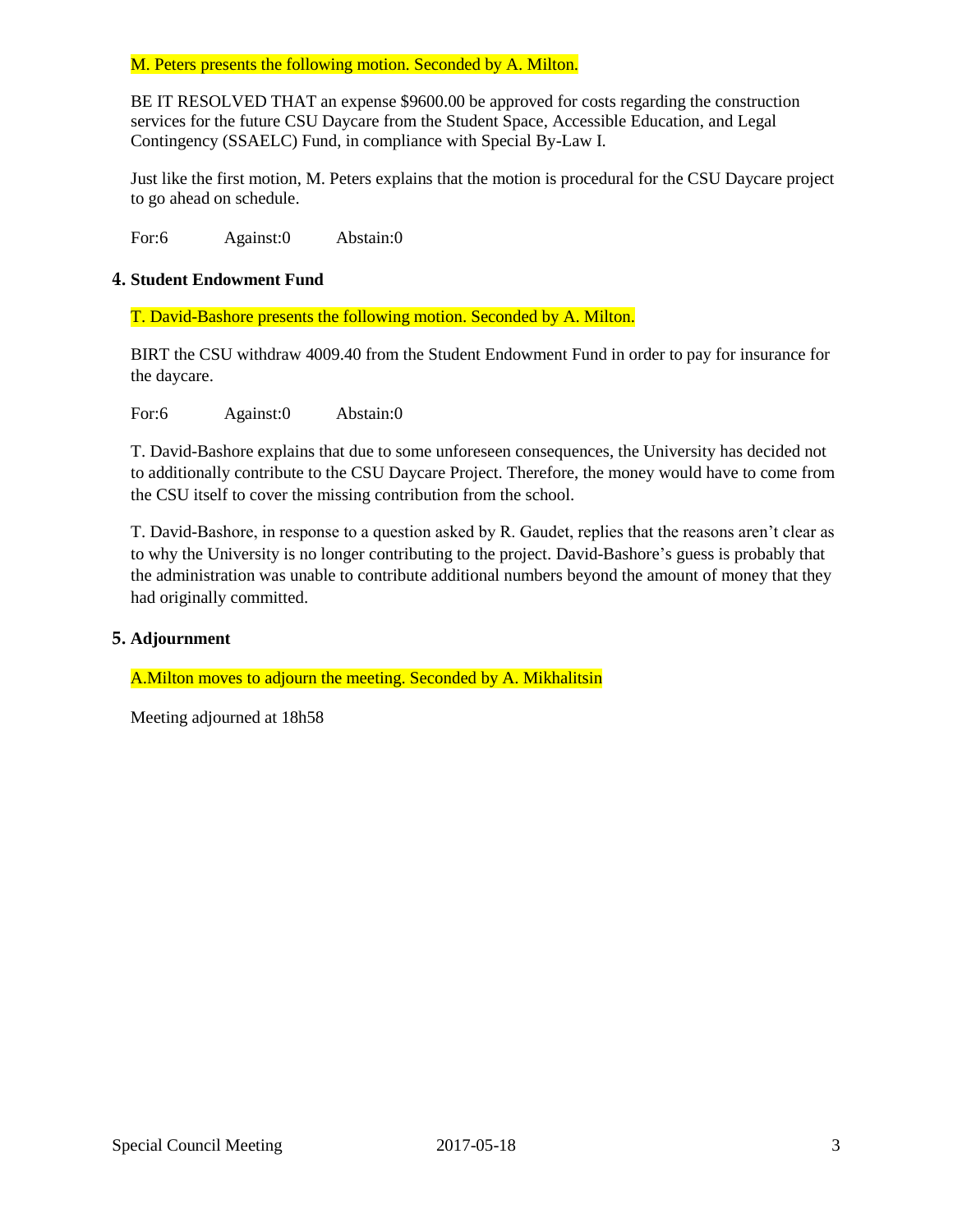M. Peters presents the following motion. Seconded by A. Milton.

BE IT RESOLVED THAT an expense $9600.00 be approved for costs regarding the construction services for the future CSU Daycare from the Student Space, Accessible Education, and Legal Contingency (SSAELC) Fund, in compliance with Special By-Law I.

Just like the first motion, M. Peters explains that the motion is procedural for the CSU Daycare project to go ahead on schedule.

For:6 Against:0 Abstain:0

## 4. Student Endowment Fund

T. David-Bashore presents the following motion. Seconded by A. Milton.

BIRT the CSU withdraw 4009.40 from the Student Endowment Fund in order to pay for insurance for the daycare.

For:6 Against:0 Abstain:0

T. David-Bashore explains that due to some unforeseen consequences, the University has decided not to additionally contribute to the CSU Daycare Project. Therefore, the money would have to come from the CSU itself to cover the missing contribution from the school.

T. David-Bashore, in response to a question asked by R. Gaudet, replies that the reasons aren't clear as to why the University is no longer contributing to the project. David-Bashore's guess is probably that the administration was unable to contribute additional numbers beyond the amount of money that they had originally committed.

## 5. Adjournment

A.Milton moves to adjourn the meeting. Seconded by A. Mikhalitsin

Meeting adjourned at 18h58